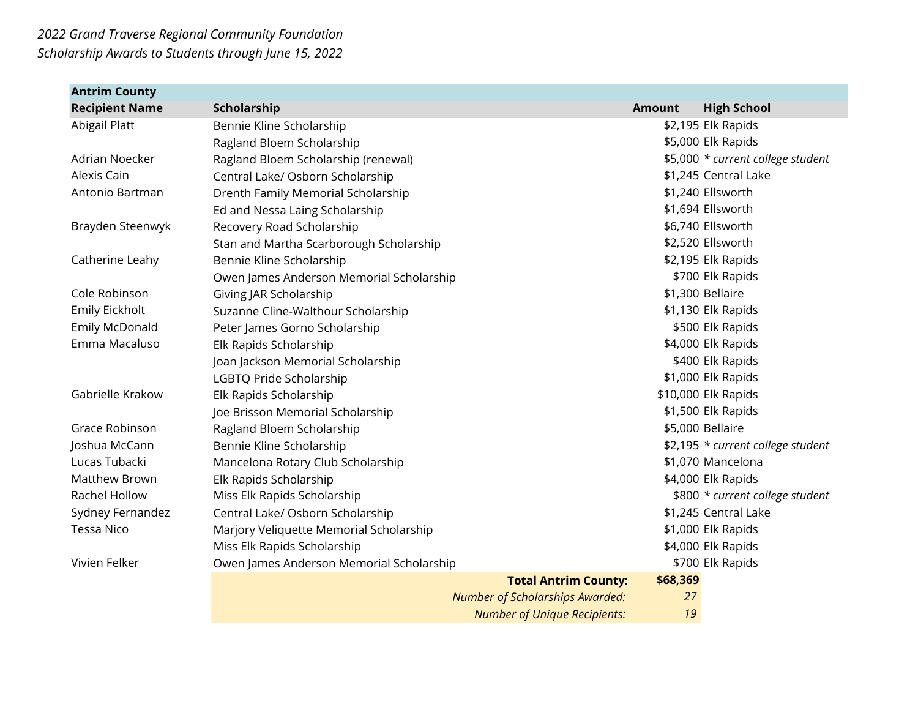*2022 Grand Traverse Regional Community Foundation*
*Scholarship Awards to Students through June 15, 2022*

| **Antrim County** | | | |
|---|---|---|---|
| **Recipient Name** | **Scholarship** | **Amount** | **High School** |
| Abigail Platt | Bennie Kline Scholarship | $2,195 | Elk Rapids |
| | Ragland Bloem Scholarship | $5,000 | Elk Rapids |
| Adrian Noecker | Ragland Bloem Scholarship (renewal) | $5,000 | *\* current college student* |
| Alexis Cain | Central Lake/ Osborn Scholarship | $1,245 | Central Lake |
| Antonio Bartman | Drenth Family Memorial Scholarship | $1,240 | Ellsworth |
| | Ed and Nessa Laing Scholarship | $1,694 | Ellsworth |
| Brayden Steenwyk | Recovery Road Scholarship | $6,740 | Ellsworth |
| | Stan and Martha Scarborough Scholarship | $2,520 | Ellsworth |
| Catherine Leahy | Bennie Kline Scholarship | $2,195 | Elk Rapids |
| | Owen James Anderson Memorial Scholarship | $700 | Elk Rapids |
| Cole Robinson | Giving JAR Scholarship | $1,300 | Bellaire |
| Emily Eickholt | Suzanne Cline-Walthour Scholarship | $1,130 | Elk Rapids |
| Emily McDonald | Peter James Gorno Scholarship | $500 | Elk Rapids |
| Emma Macaluso | Elk Rapids Scholarship | $4,000 | Elk Rapids |
| | Joan Jackson Memorial Scholarship | $400 | Elk Rapids |
| | LGBTQ Pride Scholarship | $1,000 | Elk Rapids |
| Gabrielle Krakow | Elk Rapids Scholarship | $10,000 | Elk Rapids |
| | Joe Brisson Memorial Scholarship | $1,500 | Elk Rapids |
| Grace Robinson | Ragland Bloem Scholarship | $5,000 | Bellaire |
| Joshua McCann | Bennie Kline Scholarship | $2,195 | *\* current college student* |
| Lucas Tubacki | Mancelona Rotary Club Scholarship | $1,070 | Mancelona |
| Matthew Brown | Elk Rapids Scholarship | $4,000 | Elk Rapids |
| Rachel Hollow | Miss Elk Rapids Scholarship | $800 | *\* current college student* |
| Sydney Fernandez | Central Lake/ Osborn Scholarship | $1,245 | Central Lake |
| Tessa Nico | Marjory Veliquette Memorial Scholarship | $1,000 | Elk Rapids |
| | Miss Elk Rapids Scholarship | $4,000 | Elk Rapids |
| Vivien Felker | Owen James Anderson Memorial Scholarship | $700 | Elk Rapids |
| | **Total Antrim County:** | **$68,369** | |
| | *Number of Scholarships Awarded:* | *27* | |
| | *Number of Unique Recipients:* | *19* | |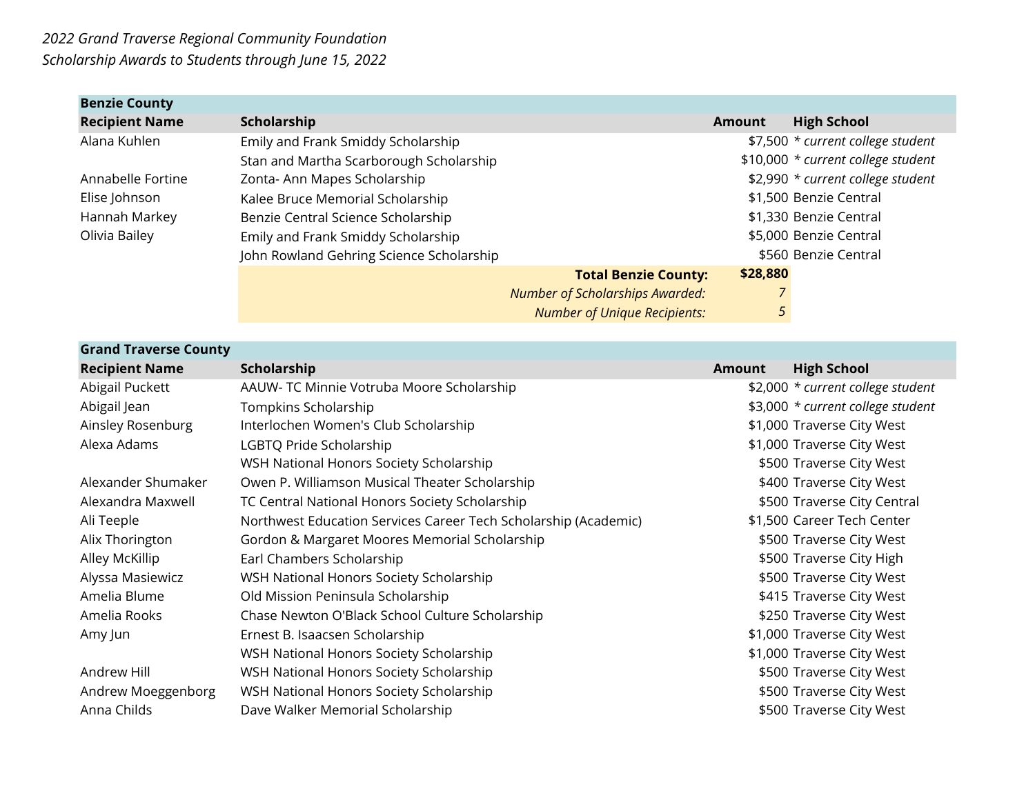*2022 Grand Traverse Regional Community Foundation*
*Scholarship Awards to Students through June 15, 2022*

| **Benzie County** | | | |
|---|---|---|---|
| **Recipient Name** | **Scholarship** | **Amount** | **High School** |
| Alana Kuhlen | Emily and Frank Smiddy Scholarship | $7,500 | * *current college student* |
| | Stan and Martha Scarborough Scholarship | $10,000 | * *current college student* |
| Annabelle Fortine | Zonta- Ann Mapes Scholarship | $2,990 | * *current college student* |
| Elise Johnson | Kalee Bruce Memorial Scholarship | $1,500 | Benzie Central |
| Hannah Markey | Benzie Central Science Scholarship | $1,330 | Benzie Central |
| Olivia Bailey | Emily and Frank Smiddy Scholarship | $5,000 | Benzie Central |
| | John Rowland Gehring Science Scholarship | $560 | Benzie Central |
| | **Total Benzie County:** | **$28,880** | |
| | *Number of Scholarships Awarded:* | *7* | |
| | *Number of Unique Recipients:* | *5* | |

| **Grand Traverse County** | | | |
|---|---|---|---|
| **Recipient Name** | **Scholarship** | **Amount** | **High School** |
| Abigail Puckett | AAUW- TC Minnie Votruba Moore Scholarship | $2,000 | * *current college student* |
| Abigail Jean | Tompkins Scholarship | $3,000 | * *current college student* |
| Ainsley Rosenburg | Interlochen Women's Club Scholarship | $1,000 | Traverse City West |
| Alexa Adams | LGBTQ Pride Scholarship | $1,000 | Traverse City West |
| | WSH National Honors Society Scholarship | $500 | Traverse City West |
| Alexander Shumaker | Owen P. Williamson Musical Theater Scholarship | $400 | Traverse City West |
| Alexandra Maxwell | TC Central National Honors Society Scholarship | $500 | Traverse City Central |
| Ali Teeple | Northwest Education Services Career Tech Scholarship (Academic) | $1,500 | Career Tech Center |
| Alix Thorington | Gordon & Margaret Moores Memorial Scholarship | $500 | Traverse City West |
| Alley McKillip | Earl Chambers Scholarship | $500 | Traverse City High |
| Alyssa Masiewicz | WSH National Honors Society Scholarship | $500 | Traverse City West |
| Amelia Blume | Old Mission Peninsula Scholarship | $415 | Traverse City West |
| Amelia Rooks | Chase Newton O'Black School Culture Scholarship | $250 | Traverse City West |
| Amy Jun | Ernest B. Isaacsen Scholarship | $1,000 | Traverse City West |
| | WSH National Honors Society Scholarship | $1,000 | Traverse City West |
| Andrew Hill | WSH National Honors Society Scholarship | $500 | Traverse City West |
| Andrew Moeggenborg | WSH National Honors Society Scholarship | $500 | Traverse City West |
| Anna Childs | Dave Walker Memorial Scholarship | $500 | Traverse City West |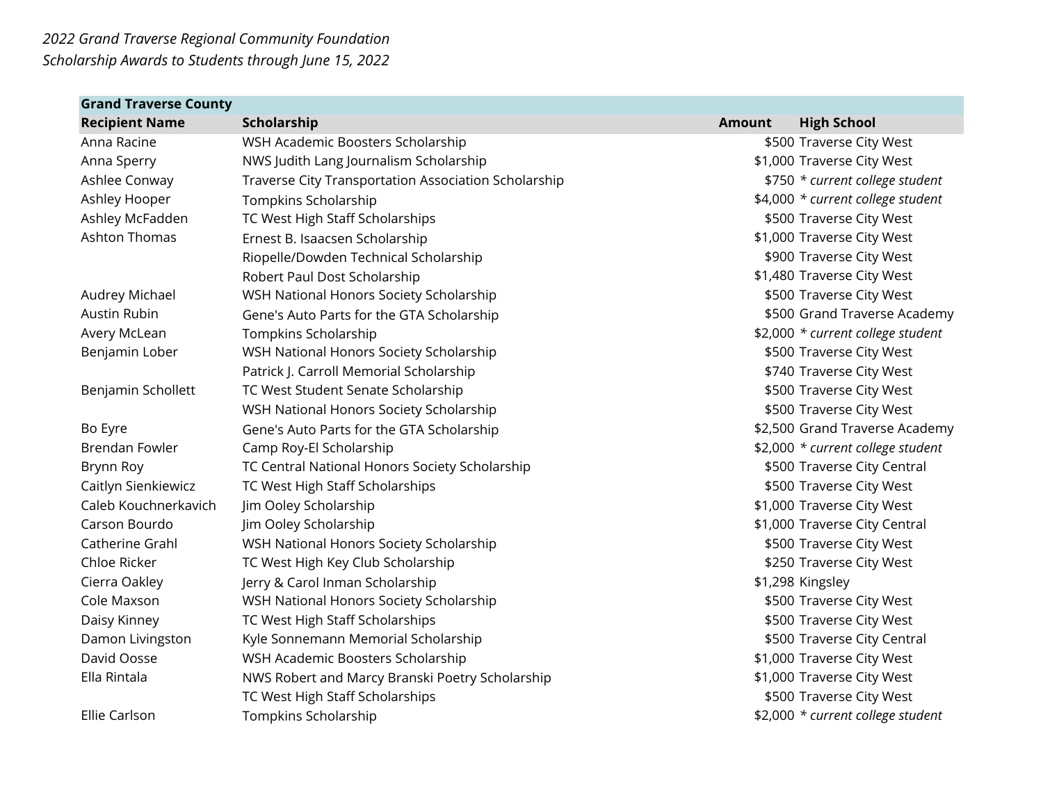*2022 Grand Traverse Regional Community Foundation*
*Scholarship Awards to Students through June 15, 2022*

| **Grand Traverse County** | | | |
|---|---|---|---|
| **Recipient Name** | **Scholarship** | **Amount** | **High School** |
| Anna Racine | WSH Academic Boosters Scholarship | $500 | Traverse City West |
| Anna Sperry | NWS Judith Lang Journalism Scholarship | $1,000 | Traverse City West |
| Ashlee Conway | Traverse City Transportation Association Scholarship | $750 | *\* current college student* |
| Ashley Hooper | Tompkins Scholarship | $4,000 | *\* current college student* |
| Ashley McFadden | TC West High Staff Scholarships | $500 | Traverse City West |
| Ashton Thomas | Ernest B. Isaacsen Scholarship | $1,000 | Traverse City West |
| | Riopelle/Dowden Technical Scholarship | $900 | Traverse City West |
| | Robert Paul Dost Scholarship | $1,480 | Traverse City West |
| Audrey Michael | WSH National Honors Society Scholarship | $500 | Traverse City West |
| Austin Rubin | Gene's Auto Parts for the GTA Scholarship | $500 | Grand Traverse Academy |
| Avery McLean | Tompkins Scholarship | $2,000 | *\* current college student* |
| Benjamin Lober | WSH National Honors Society Scholarship | $500 | Traverse City West |
| | Patrick J. Carroll Memorial Scholarship | $740 | Traverse City West |
| Benjamin Schollett | TC West Student Senate Scholarship | $500 | Traverse City West |
| | WSH National Honors Society Scholarship | $500 | Traverse City West |
| Bo Eyre | Gene's Auto Parts for the GTA Scholarship | $2,500 | Grand Traverse Academy |
| Brendan Fowler | Camp Roy-El Scholarship | $2,000 | *\* current college student* |
| Brynn Roy | TC Central National Honors Society Scholarship | $500 | Traverse City Central |
| Caitlyn Sienkiewicz | TC West High Staff Scholarships | $500 | Traverse City West |
| Caleb Kouchnerkavich | Jim Ooley Scholarship | $1,000 | Traverse City West |
| Carson Bourdo | Jim Ooley Scholarship | $1,000 | Traverse City Central |
| Catherine Grahl | WSH National Honors Society Scholarship | $500 | Traverse City West |
| Chloe Ricker | TC West High Key Club Scholarship | $250 | Traverse City West |
| Cierra Oakley | Jerry & Carol Inman Scholarship | $1,298 | Kingsley |
| Cole Maxson | WSH National Honors Society Scholarship | $500 | Traverse City West |
| Daisy Kinney | TC West High Staff Scholarships | $500 | Traverse City West |
| Damon Livingston | Kyle Sonnemann Memorial Scholarship | $500 | Traverse City Central |
| David Oosse | WSH Academic Boosters Scholarship | $1,000 | Traverse City West |
| Ella Rintala | NWS Robert and Marcy Branski Poetry Scholarship | $1,000 | Traverse City West |
| | TC West High Staff Scholarships | $500 | Traverse City West |
| Ellie Carlson | Tompkins Scholarship | $2,000 | *\* current college student* |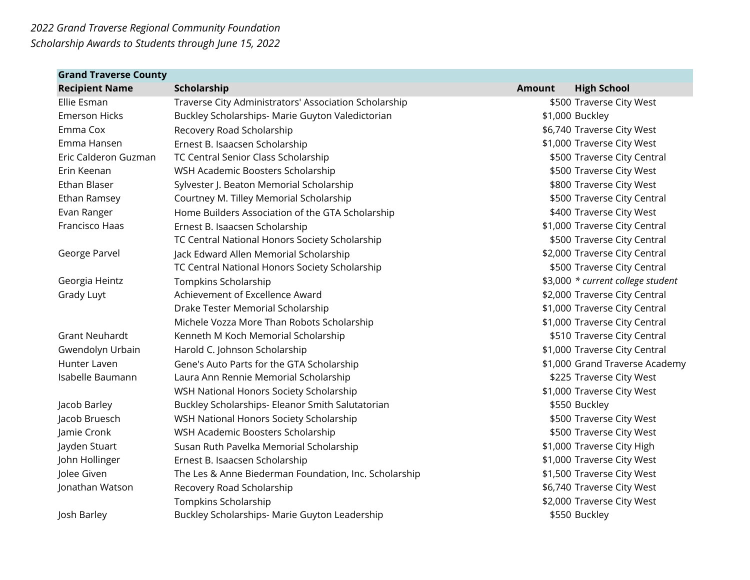*2022 Grand Traverse Regional Community Foundation*
*Scholarship Awards to Students through June 15, 2022*

| **Grand Traverse County** | | | |
|---|---|---|---|
| **Recipient Name** | **Scholarship** | **Amount** | **High School** |
| Ellie Esman | Traverse City Administrators' Association Scholarship | $500 | Traverse City West |
| Emerson Hicks | Buckley Scholarships- Marie Guyton Valedictorian | $1,000 | Buckley |
| Emma Cox | Recovery Road Scholarship | $6,740 | Traverse City West |
| Emma Hansen | Ernest B. Isaacsen Scholarship | $1,000 | Traverse City West |
| Eric Calderon Guzman | TC Central Senior Class Scholarship | $500 | Traverse City Central |
| Erin Keenan | WSH Academic Boosters Scholarship | $500 | Traverse City West |
| Ethan Blaser | Sylvester J. Beaton Memorial Scholarship | $800 | Traverse City West |
| Ethan Ramsey | Courtney M. Tilley Memorial Scholarship | $500 | Traverse City Central |
| Evan Ranger | Home Builders Association of the GTA Scholarship | $400 | Traverse City West |
| Francisco Haas | Ernest B. Isaacsen Scholarship | $1,000 | Traverse City Central |
| | TC Central National Honors Society Scholarship | $500 | Traverse City Central |
| George Parvel | Jack Edward Allen Memorial Scholarship | $2,000 | Traverse City Central |
| | TC Central National Honors Society Scholarship | $500 | Traverse City Central |
| Georgia Heintz | Tompkins Scholarship | $3,000 | *\* current college student* |
| Grady Luyt | Achievement of Excellence Award | $2,000 | Traverse City Central |
| | Drake Tester Memorial Scholarship | $1,000 | Traverse City Central |
| | Michele Vozza More Than Robots Scholarship | $1,000 | Traverse City Central |
| Grant Neuhardt | Kenneth M Koch Memorial Scholarship | $510 | Traverse City Central |
| Gwendolyn Urbain | Harold C. Johnson Scholarship | $1,000 | Traverse City Central |
| Hunter Laven | Gene's Auto Parts for the GTA Scholarship | $1,000 | Grand Traverse Academy |
| Isabelle Baumann | Laura Ann Rennie Memorial Scholarship | $225 | Traverse City West |
| | WSH National Honors Society Scholarship | $1,000 | Traverse City West |
| Jacob Barley | Buckley Scholarships- Eleanor Smith Salutatorian | $550 | Buckley |
| Jacob Bruesch | WSH National Honors Society Scholarship | $500 | Traverse City West |
| Jamie Cronk | WSH Academic Boosters Scholarship | $500 | Traverse City West |
| Jayden Stuart | Susan Ruth Pavelka Memorial Scholarship | $1,000 | Traverse City High |
| John Hollinger | Ernest B. Isaacsen Scholarship | $1,000 | Traverse City West |
| Jolee Given | The Les & Anne Biederman Foundation, Inc. Scholarship | $1,500 | Traverse City West |
| Jonathan Watson | Recovery Road Scholarship | $6,740 | Traverse City West |
| | Tompkins Scholarship | $2,000 | Traverse City West |
| Josh Barley | Buckley Scholarships- Marie Guyton Leadership | $550 | Buckley |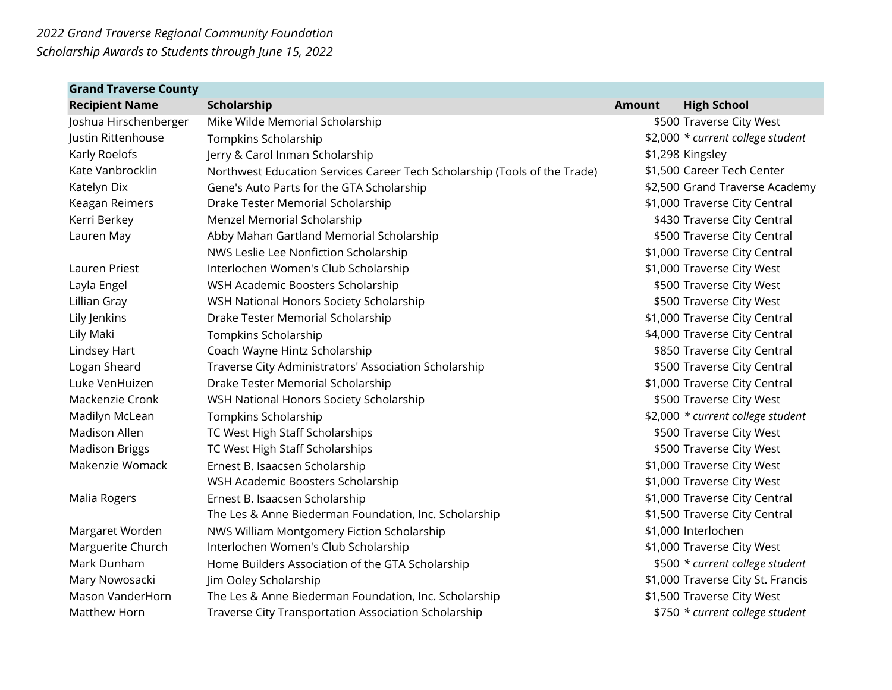*2022 Grand Traverse Regional Community Foundation*
*Scholarship Awards to Students through June 15, 2022*

| **Grand Traverse County** | | | |
|---|---|---|---|
| **Recipient Name** | **Scholarship** | **Amount** | **High School** |
| Joshua Hirschenberger | Mike Wilde Memorial Scholarship | $500 | Traverse City West |
| Justin Rittenhouse | Tompkins Scholarship | $2,000 | *\* current college student* |
| Karly Roelofs | Jerry & Carol Inman Scholarship | $1,298 | Kingsley |
| Kate Vanbrocklin | Northwest Education Services Career Tech Scholarship (Tools of the Trade) | $1,500 | Career Tech Center |
| Katelyn Dix | Gene's Auto Parts for the GTA Scholarship | $2,500 | Grand Traverse Academy |
| Keagan Reimers | Drake Tester Memorial Scholarship | $1,000 | Traverse City Central |
| Kerri Berkey | Menzel Memorial Scholarship | $430 | Traverse City Central |
| Lauren May | Abby Mahan Gartland Memorial Scholarship | $500 | Traverse City Central |
| | NWS Leslie Lee Nonfiction Scholarship | $1,000 | Traverse City Central |
| Lauren Priest | Interlochen Women's Club Scholarship | $1,000 | Traverse City West |
| Layla Engel | WSH Academic Boosters Scholarship | $500 | Traverse City West |
| Lillian Gray | WSH National Honors Society Scholarship | $500 | Traverse City West |
| Lily Jenkins | Drake Tester Memorial Scholarship | $1,000 | Traverse City Central |
| Lily Maki | Tompkins Scholarship | $4,000 | Traverse City Central |
| Lindsey Hart | Coach Wayne Hintz Scholarship | $850 | Traverse City Central |
| Logan Sheard | Traverse City Administrators' Association Scholarship | $500 | Traverse City Central |
| Luke VenHuizen | Drake Tester Memorial Scholarship | $1,000 | Traverse City Central |
| Mackenzie Cronk | WSH National Honors Society Scholarship | $500 | Traverse City West |
| Madilyn McLean | Tompkins Scholarship | $2,000 | *\* current college student* |
| Madison Allen | TC West High Staff Scholarships | $500 | Traverse City West |
| Madison Briggs | TC West High Staff Scholarships | $500 | Traverse City West |
| Makenzie Womack | Ernest B. Isaacsen Scholarship | $1,000 | Traverse City West |
| | WSH Academic Boosters Scholarship | $1,000 | Traverse City West |
| Malia Rogers | Ernest B. Isaacsen Scholarship | $1,000 | Traverse City Central |
| | The Les & Anne Biederman Foundation, Inc. Scholarship | $1,500 | Traverse City Central |
| Margaret Worden | NWS William Montgomery Fiction Scholarship | $1,000 | Interlochen |
| Marguerite Church | Interlochen Women's Club Scholarship | $1,000 | Traverse City West |
| Mark Dunham | Home Builders Association of the GTA Scholarship | $500 | *\* current college student* |
| Mary Nowosacki | Jim Ooley Scholarship | $1,000 | Traverse City St. Francis |
| Mason VanderHorn | The Les & Anne Biederman Foundation, Inc. Scholarship | $1,500 | Traverse City West |
| Matthew Horn | Traverse City Transportation Association Scholarship | $750 | *\* current college student* |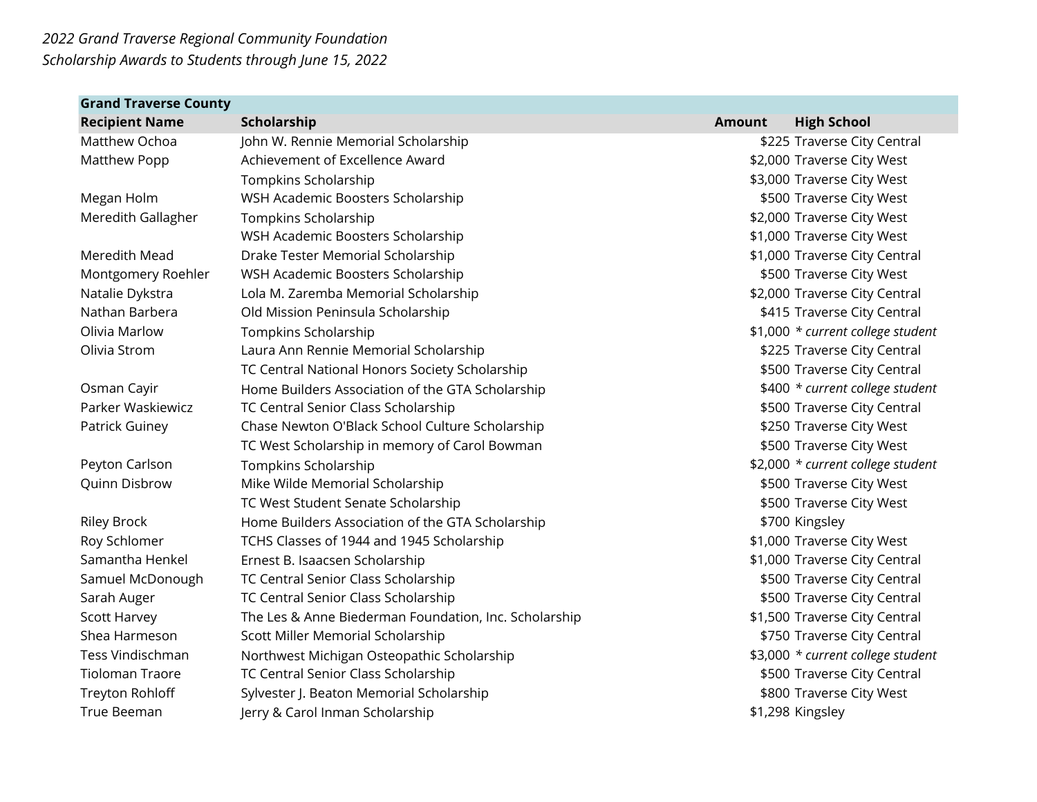*2022 Grand Traverse Regional Community Foundation*
*Scholarship Awards to Students through June 15, 2022*

| **Grand Traverse County** | | | |
|---|---|---|---|
| **Recipient Name** | **Scholarship** | **Amount** | **High School** |
| Matthew Ochoa | John W. Rennie Memorial Scholarship | $225 | Traverse City Central |
| Matthew Popp | Achievement of Excellence Award | $2,000 | Traverse City West |
| | Tompkins Scholarship | $3,000 | Traverse City West |
| Megan Holm | WSH Academic Boosters Scholarship | $500 | Traverse City West |
| Meredith Gallagher | Tompkins Scholarship | $2,000 | Traverse City West |
| | WSH Academic Boosters Scholarship | $1,000 | Traverse City West |
| Meredith Mead | Drake Tester Memorial Scholarship | $1,000 | Traverse City Central |
| Montgomery Roehler | WSH Academic Boosters Scholarship | $500 | Traverse City West |
| Natalie Dykstra | Lola M. Zaremba Memorial Scholarship | $2,000 | Traverse City Central |
| Nathan Barbera | Old Mission Peninsula Scholarship | $415 | Traverse City Central |
| Olivia Marlow | Tompkins Scholarship | $1,000 | *\* current college student* |
| Olivia Strom | Laura Ann Rennie Memorial Scholarship | $225 | Traverse City Central |
| | TC Central National Honors Society Scholarship | $500 | Traverse City Central |
| Osman Cayir | Home Builders Association of the GTA Scholarship | $400 | *\* current college student* |
| Parker Waskiewicz | TC Central Senior Class Scholarship | $500 | Traverse City Central |
| Patrick Guiney | Chase Newton O'Black School Culture Scholarship | $250 | Traverse City West |
| | TC West Scholarship in memory of Carol Bowman | $500 | Traverse City West |
| Peyton Carlson | Tompkins Scholarship | $2,000 | *\* current college student* |
| Quinn Disbrow | Mike Wilde Memorial Scholarship | $500 | Traverse City West |
| | TC West Student Senate Scholarship | $500 | Traverse City West |
| Riley Brock | Home Builders Association of the GTA Scholarship | $700 | Kingsley |
| Roy Schlomer | TCHS Classes of 1944 and 1945 Scholarship | $1,000 | Traverse City West |
| Samantha Henkel | Ernest B. Isaacsen Scholarship | $1,000 | Traverse City Central |
| Samuel McDonough | TC Central Senior Class Scholarship | $500 | Traverse City Central |
| Sarah Auger | TC Central Senior Class Scholarship | $500 | Traverse City Central |
| Scott Harvey | The Les & Anne Biederman Foundation, Inc. Scholarship | $1,500 | Traverse City Central |
| Shea Harmeson | Scott Miller Memorial Scholarship | $750 | Traverse City Central |
| Tess Vindischman | Northwest Michigan Osteopathic Scholarship | $3,000 | *\* current college student* |
| Tioloman Traore | TC Central Senior Class Scholarship | $500 | Traverse City Central |
| Treyton Rohloff | Sylvester J. Beaton Memorial Scholarship | $800 | Traverse City West |
| True Beeman | Jerry & Carol Inman Scholarship | $1,298 | Kingsley |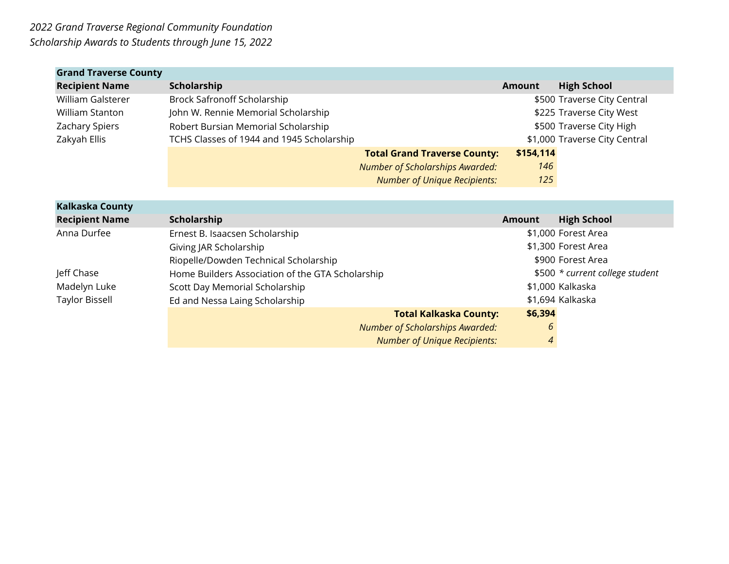*2022 Grand Traverse Regional Community Foundation*
*Scholarship Awards to Students through June 15, 2022*

| **Grand Traverse County** | | | |
|---|---|---|---|
| **Recipient Name** | **Scholarship** | **Amount** | **High School** |
| William Galsterer | Brock Safronoff Scholarship | $500 | Traverse City Central |
| William Stanton | John W. Rennie Memorial Scholarship | $225 | Traverse City West |
| Zachary Spiers | Robert Bursian Memorial Scholarship | $500 | Traverse City High |
| Zakyah Ellis | TCHS Classes of 1944 and 1945 Scholarship | $1,000 | Traverse City Central |
| | **Total Grand Traverse County:** | **$154,114** | |
| | *Number of Scholarships Awarded:* | *146* | |
| | *Number of Unique Recipients:* | *125* | |

| **Kalkaska County** | | | |
|---|---|---|---|
| **Recipient Name** | **Scholarship** | **Amount** | **High School** |
| Anna Durfee | Ernest B. Isaacsen Scholarship | $1,000 | Forest Area |
| | Giving JAR Scholarship | $1,300 | Forest Area |
| | Riopelle/Dowden Technical Scholarship | $900 | Forest Area |
| Jeff Chase | Home Builders Association of the GTA Scholarship | $500 | *\* current college student* |
| Madelyn Luke | Scott Day Memorial Scholarship | $1,000 | Kalkaska |
| Taylor Bissell | Ed and Nessa Laing Scholarship | $1,694 | Kalkaska |
| | **Total Kalkaska County:** | **$6,394** | |
| | *Number of Scholarships Awarded:* | *6* | |
| | *Number of Unique Recipients:* | *4* | |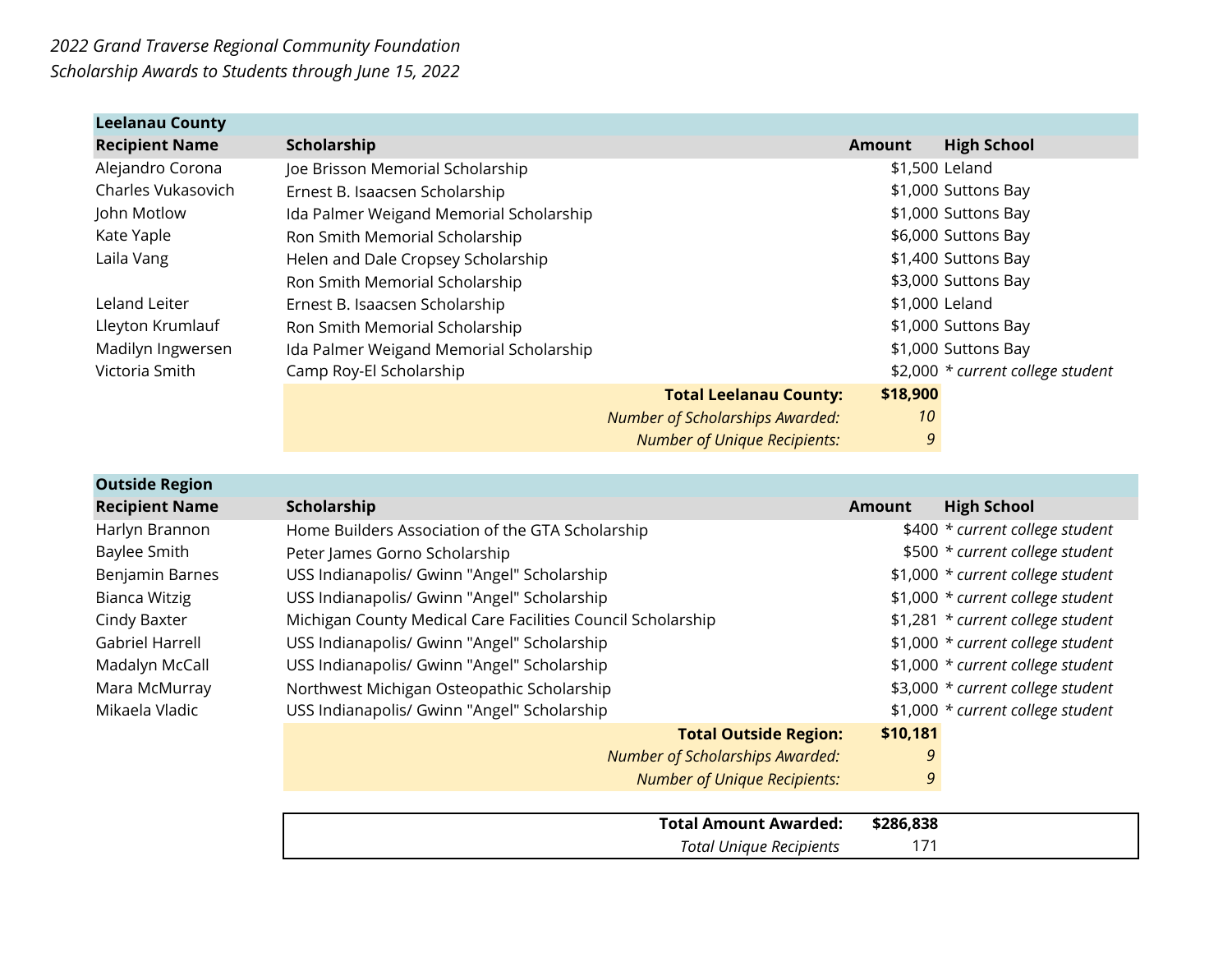*2022 Grand Traverse Regional Community Foundation*
*Scholarship Awards to Students through June 15, 2022*

**Leelanau County**

| Recipient Name | Scholarship | Amount | High School |
|---|---|---|---|
| Alejandro Corona | Joe Brisson Memorial Scholarship | $1,500 | Leland |
| Charles Vukasovich | Ernest B. Isaacsen Scholarship | $1,000 | Suttons Bay |
| John Motlow | Ida Palmer Weigand Memorial Scholarship | $1,000 | Suttons Bay |
| Kate Yaple | Ron Smith Memorial Scholarship | $6,000 | Suttons Bay |
| Laila Vang | Helen and Dale Cropsey Scholarship | $1,400 | Suttons Bay |
| | Ron Smith Memorial Scholarship | $3,000 | Suttons Bay |
| Leland Leiter | Ernest B. Isaacsen Scholarship | $1,000 | Leland |
| Lleyton Krumlauf | Ron Smith Memorial Scholarship | $1,000 | Suttons Bay |
| Madilyn Ingwersen | Ida Palmer Weigand Memorial Scholarship | $1,000 | Suttons Bay |
| Victoria Smith | Camp Roy-El Scholarship | $2,000 | *\* current college student* |
| | **Total Leelanau County:** | **$18,900** | |
| | *Number of Scholarships Awarded:* | *10* | |
| | *Number of Unique Recipients:* | *9* | |

**Outside Region**

| Recipient Name | Scholarship | Amount | High School |
|---|---|---|---|
| Harlyn Brannon | Home Builders Association of the GTA Scholarship | $400 | *\* current college student* |
| Baylee Smith | Peter James Gorno Scholarship | $500 | *\* current college student* |
| Benjamin Barnes | USS Indianapolis/ Gwinn "Angel" Scholarship | $1,000 | *\* current college student* |
| Bianca Witzig | USS Indianapolis/ Gwinn "Angel" Scholarship | $1,000 | *\* current college student* |
| Cindy Baxter | Michigan County Medical Care Facilities Council Scholarship | $1,281 | *\* current college student* |
| Gabriel Harrell | USS Indianapolis/ Gwinn "Angel" Scholarship | $1,000 | *\* current college student* |
| Madalyn McCall | USS Indianapolis/ Gwinn "Angel" Scholarship | $1,000 | *\* current college student* |
| Mara McMurray | Northwest Michigan Osteopathic Scholarship | $3,000 | *\* current college student* |
| Mikaela Vladic | USS Indianapolis/ Gwinn "Angel" Scholarship | $1,000 | *\* current college student* |
| | **Total Outside Region:** | **$10,181** | |
| | *Number of Scholarships Awarded:* | *9* | |
| | *Number of Unique Recipients:* | *9* | |

| | |
|---|---|
| **Total Amount Awarded:** | **$286,838** |
| *Total Unique Recipients* | 171 |